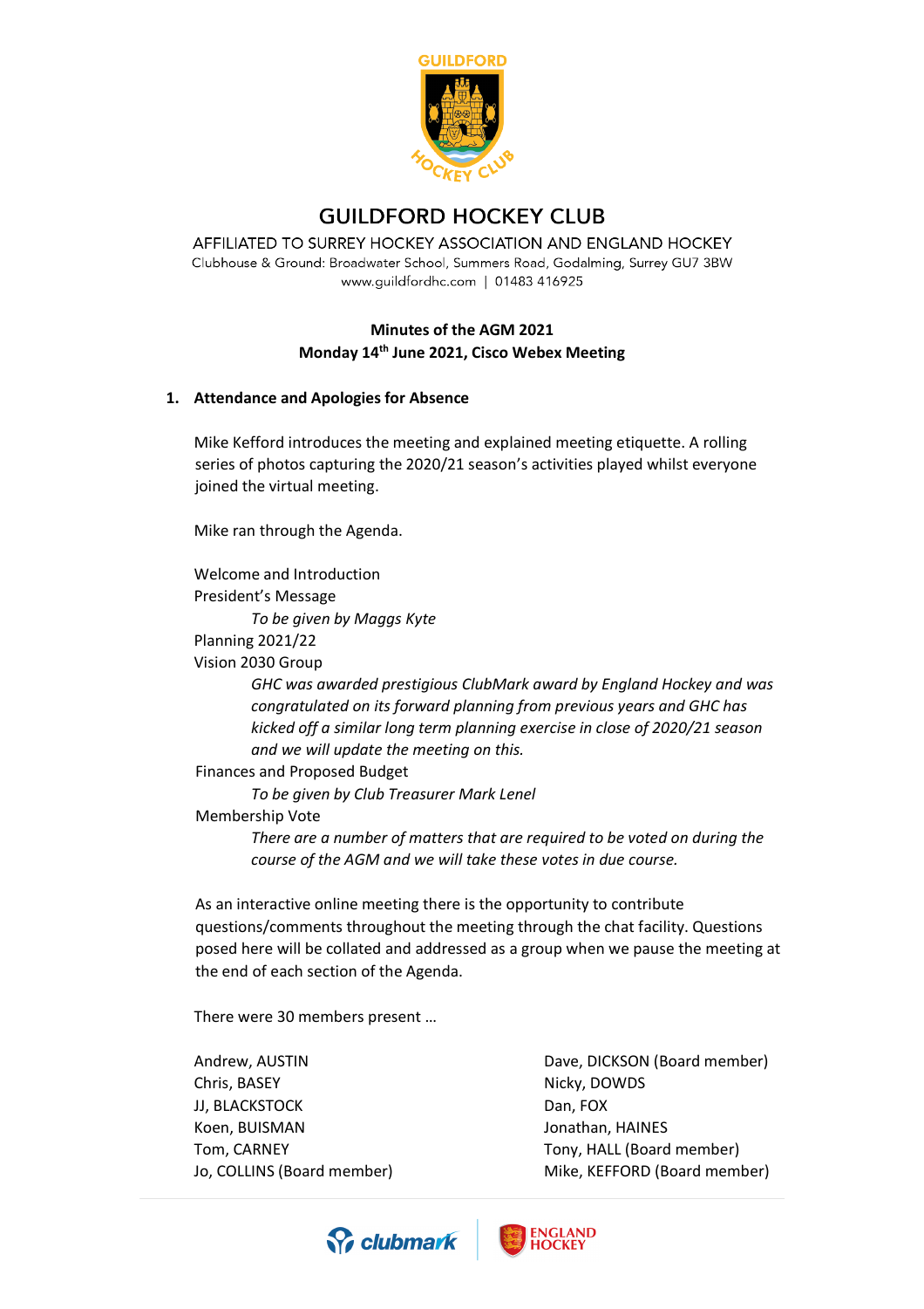# GUILDFORD HOCKEY CLUB

AFFILIATED TO SURREY HOCKEY ASSOCIATION AND ENGLAND HOCKEY

Clubhouse & Ground: Broadwater School, Summers Road, Godalming, Surrey GU7 3BW

www.guildfordhc.com | 01483 416925

**Minutes of the AGM 2021**
**Monday 14th June 2021, Cisco Webex Meeting**

## 1. Attendance and Apologies for Absence

Mike Kefford introduces the meeting and explained meeting etiquette. A rolling series of photos capturing the 2020/21 season's activities played whilst everyone joined the virtual meeting.

Mike ran through the Agenda.

Welcome and Introduction

President's Message

> *To be given by Maggs Kyte*

Planning 2021/22

Vision 2030 Group

> *GHC was awarded prestigious ClubMark award by England Hockey and was congratulated on its forward planning from previous years and GHC has kicked off a similar long term planning exercise in close of 2020/21 season and we will update the meeting on this.*

Finances and Proposed Budget

> *To be given by Club Treasurer Mark Lenel*

Membership Vote

> *There are a number of matters that are required to be voted on during the course of the AGM and we will take these votes in due course.*

As an interactive online meeting there is the opportunity to contribute questions/comments throughout the meeting through the chat facility. Questions posed here will be collated and addressed as a group when we pause the meeting at the end of each section of the Agenda.

There were 30 members present …

Andrew, AUSTIN
Chris, BASEY
JJ, BLACKSTOCK
Koen, BUISMAN
Tom, CARNEY
Jo, COLLINS (Board member)
Dave, DICKSON (Board member)
Nicky, DOWDS
Dan, FOX
Jonathan, HAINES
Tony, HALL (Board member)
Mike, KEFFORD (Board member)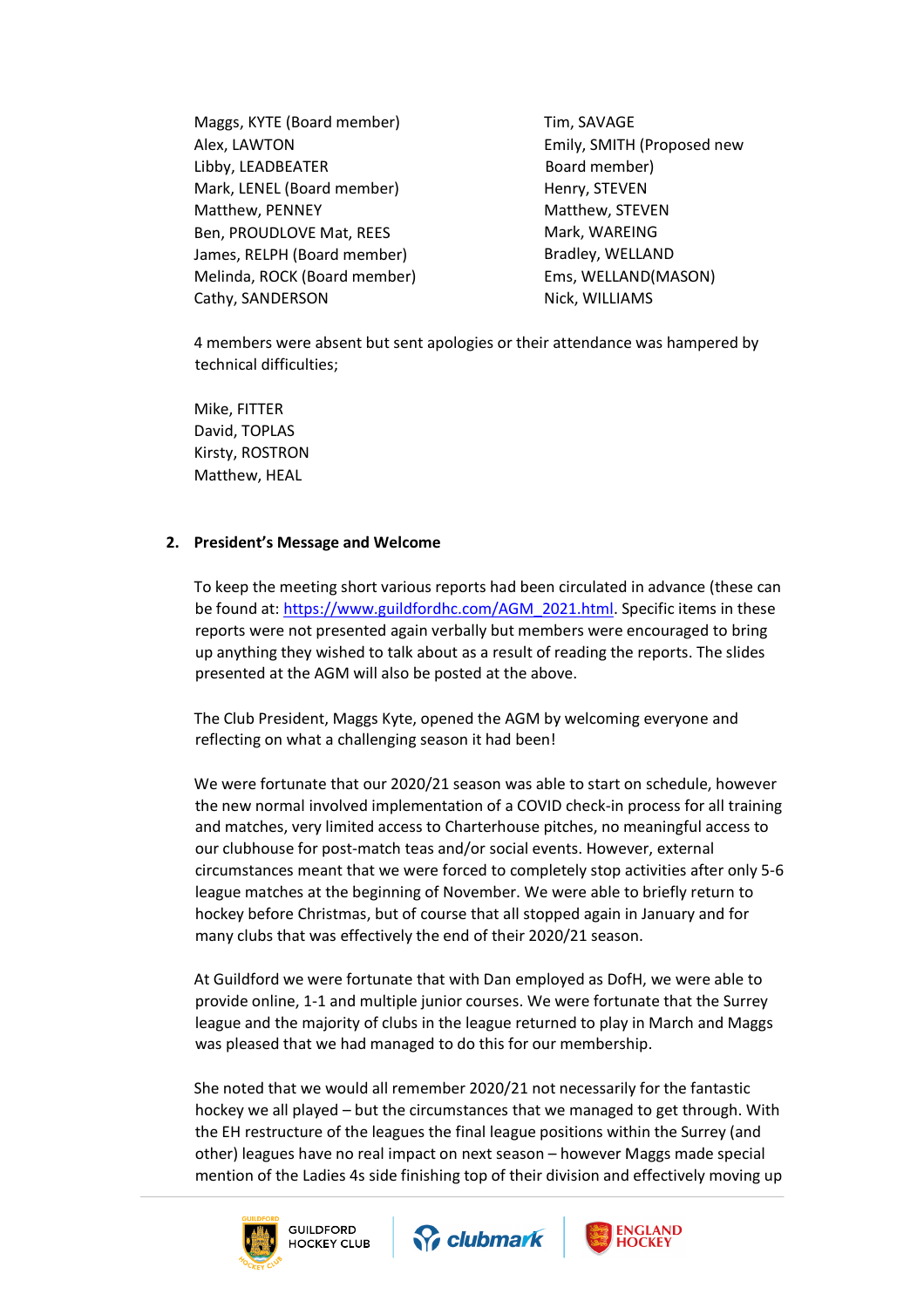Maggs, KYTE (Board member)
Alex, LAWTON
Libby, LEADBEATER
Mark, LENEL (Board member)
Matthew, PENNEY
Ben, PROUDLOVE Mat, REES
James, RELPH (Board member)
Melinda, ROCK (Board member)
Cathy, SANDERSON
Tim, SAVAGE
Emily, SMITH (Proposed new Board member)
Henry, STEVEN
Matthew, STEVEN
Mark, WAREING
Bradley, WELLAND
Ems, WELLAND(MASON)
Nick, WILLIAMS

4 members were absent but sent apologies or their attendance was hampered by technical difficulties;

Mike, FITTER
David, TOPLAS
Kirsty, ROSTRON
Matthew, HEAL

**2. President's Message and Welcome**

To keep the meeting short various reports had been circulated in advance (these can be found at: https://www.guildfordhc.com/AGM_2021.html. Specific items in these reports were not presented again verbally but members were encouraged to bring up anything they wished to talk about as a result of reading the reports. The slides presented at the AGM will also be posted at the above.

The Club President, Maggs Kyte, opened the AGM by welcoming everyone and reflecting on what a challenging season it had been!

We were fortunate that our 2020/21 season was able to start on schedule, however the new normal involved implementation of a COVID check-in process for all training and matches, very limited access to Charterhouse pitches, no meaningful access to our clubhouse for post-match teas and/or social events. However, external circumstances meant that we were forced to completely stop activities after only 5-6 league matches at the beginning of November. We were able to briefly return to hockey before Christmas, but of course that all stopped again in January and for many clubs that was effectively the end of their 2020/21 season.

At Guildford we were fortunate that with Dan employed as DofH, we were able to provide online, 1-1 and multiple junior courses. We were fortunate that the Surrey league and the majority of clubs in the league returned to play in March and Maggs was pleased that we had managed to do this for our membership.

She noted that we would all remember 2020/21 not necessarily for the fantastic hockey we all played – but the circumstances that we managed to get through. With the EH restructure of the leagues the final league positions within the Surrey (and other) leagues have no real impact on next season – however Maggs made special mention of the Ladies 4s side finishing top of their division and effectively moving up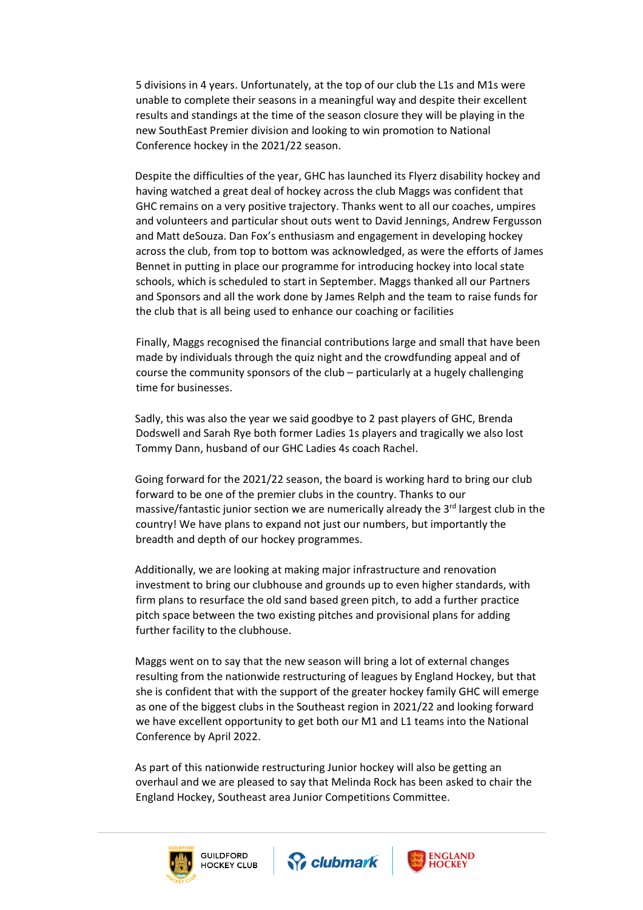5 divisions in 4 years. Unfortunately, at the top of our club the L1s and M1s were unable to complete their seasons in a meaningful way and despite their excellent results and standings at the time of the season closure they will be playing in the new SouthEast Premier division and looking to win promotion to National Conference hockey in the 2021/22 season.

Despite the difficulties of the year, GHC has launched its Flyerz disability hockey and having watched a great deal of hockey across the club Maggs was confident that GHC remains on a very positive trajectory. Thanks went to all our coaches, umpires and volunteers and particular shout outs went to David Jennings, Andrew Fergusson and Matt deSouza. Dan Fox's enthusiasm and engagement in developing hockey across the club, from top to bottom was acknowledged, as were the efforts of James Bennet in putting in place our programme for introducing hockey into local state schools, which is scheduled to start in September. Maggs thanked all our Partners and Sponsors and all the work done by James Relph and the team to raise funds for the club that is all being used to enhance our coaching or facilities

Finally, Maggs recognised the financial contributions large and small that have been made by individuals through the quiz night and the crowdfunding appeal and of course the community sponsors of the club – particularly at a hugely challenging time for businesses.

Sadly, this was also the year we said goodbye to 2 past players of GHC, Brenda Dodswell and Sarah Rye both former Ladies 1s players and tragically we also lost Tommy Dann, husband of our GHC Ladies 4s coach Rachel.

Going forward for the 2021/22 season, the board is working hard to bring our club forward to be one of the premier clubs in the country. Thanks to our massive/fantastic junior section we are numerically already the 3rd largest club in the country! We have plans to expand not just our numbers, but importantly the breadth and depth of our hockey programmes.

Additionally, we are looking at making major infrastructure and renovation investment to bring our clubhouse and grounds up to even higher standards, with firm plans to resurface the old sand based green pitch, to add a further practice pitch space between the two existing pitches and provisional plans for adding further facility to the clubhouse.

Maggs went on to say that the new season will bring a lot of external changes resulting from the nationwide restructuring of leagues by England Hockey, but that she is confident that with the support of the greater hockey family GHC will emerge as one of the biggest clubs in the Southeast region in 2021/22 and looking forward we have excellent opportunity to get both our M1 and L1 teams into the National Conference by April 2022.

As part of this nationwide restructuring Junior hockey will also be getting an overhaul and we are pleased to say that Melinda Rock has been asked to chair the England Hockey, Southeast area Junior Competitions Committee.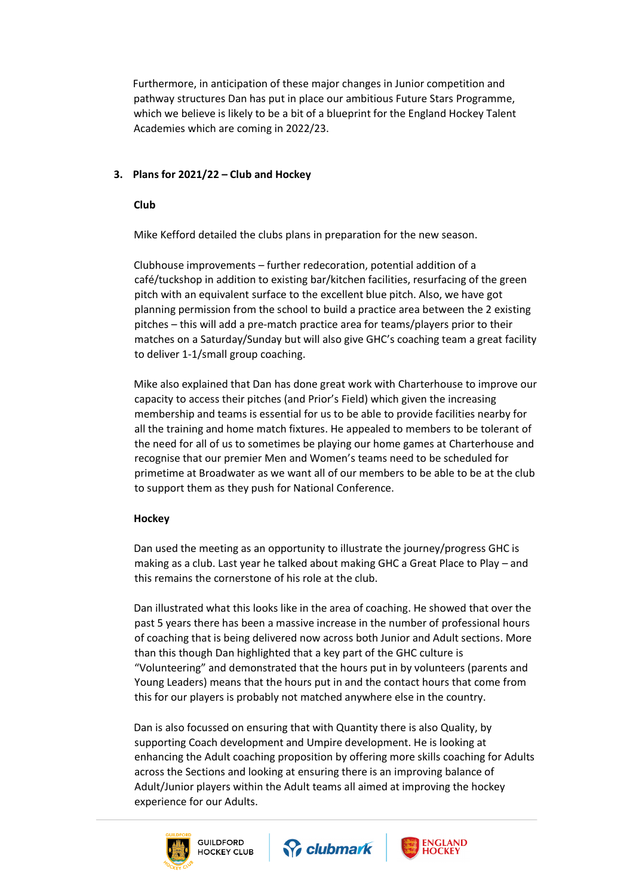Furthermore, in anticipation of these major changes in Junior competition and pathway structures Dan has put in place our ambitious Future Stars Programme, which we believe is likely to be a bit of a blueprint for the England Hockey Talent Academies which are coming in 2022/23.

3. **Plans for 2021/22 – Club and Hockey**

**Club**

Mike Kefford detailed the clubs plans in preparation for the new season.

Clubhouse improvements – further redecoration, potential addition of a café/tuckshop in addition to existing bar/kitchen facilities, resurfacing of the green pitch with an equivalent surface to the excellent blue pitch. Also, we have got planning permission from the school to build a practice area between the 2 existing pitches – this will add a pre-match practice area for teams/players prior to their matches on a Saturday/Sunday but will also give GHC's coaching team a great facility to deliver 1-1/small group coaching.

Mike also explained that Dan has done great work with Charterhouse to improve our capacity to access their pitches (and Prior's Field) which given the increasing membership and teams is essential for us to be able to provide facilities nearby for all the training and home match fixtures. He appealed to members to be tolerant of the need for all of us to sometimes be playing our home games at Charterhouse and recognise that our premier Men and Women's teams need to be scheduled for primetime at Broadwater as we want all of our members to be able to be at the club to support them as they push for National Conference.

**Hockey**

Dan used the meeting as an opportunity to illustrate the journey/progress GHC is making as a club. Last year he talked about making GHC a Great Place to Play – and this remains the cornerstone of his role at the club.

Dan illustrated what this looks like in the area of coaching. He showed that over the past 5 years there has been a massive increase in the number of professional hours of coaching that is being delivered now across both Junior and Adult sections. More than this though Dan highlighted that a key part of the GHC culture is "Volunteering" and demonstrated that the hours put in by volunteers (parents and Young Leaders) means that the hours put in and the contact hours that come from this for our players is probably not matched anywhere else in the country.

Dan is also focussed on ensuring that with Quantity there is also Quality, by supporting Coach development and Umpire development. He is looking at enhancing the Adult coaching proposition by offering more skills coaching for Adults across the Sections and looking at ensuring there is an improving balance of Adult/Junior players within the Adult teams all aimed at improving the hockey experience for our Adults.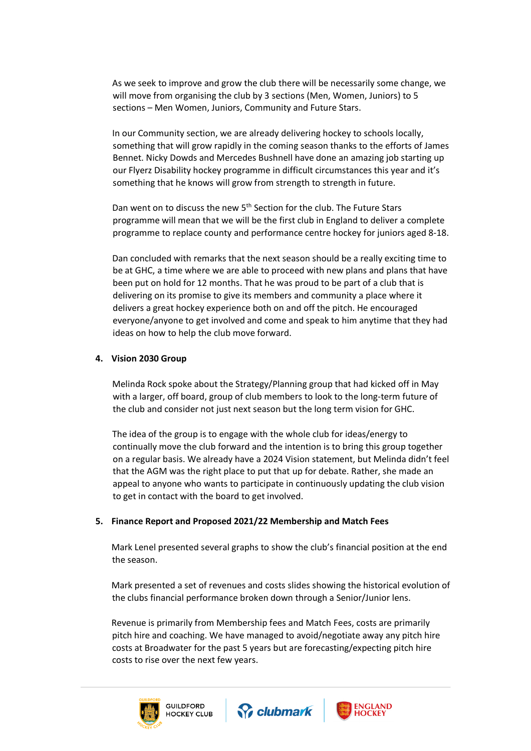As we seek to improve and grow the club there will be necessarily some change, we will move from organising the club by 3 sections (Men, Women, Juniors) to 5 sections – Men Women, Juniors, Community and Future Stars.

In our Community section, we are already delivering hockey to schools locally, something that will grow rapidly in the coming season thanks to the efforts of James Bennet. Nicky Dowds and Mercedes Bushnell have done an amazing job starting up our Flyerz Disability hockey programme in difficult circumstances this year and it's something that he knows will grow from strength to strength in future.

Dan went on to discuss the new 5th Section for the club. The Future Stars programme will mean that we will be the first club in England to deliver a complete programme to replace county and performance centre hockey for juniors aged 8-18.

Dan concluded with remarks that the next season should be a really exciting time to be at GHC, a time where we are able to proceed with new plans and plans that have been put on hold for 12 months. That he was proud to be part of a club that is delivering on its promise to give its members and community a place where it delivers a great hockey experience both on and off the pitch. He encouraged everyone/anyone to get involved and come and speak to him anytime that they had ideas on how to help the club move forward.

## 4. Vision 2030 Group

Melinda Rock spoke about the Strategy/Planning group that had kicked off in May with a larger, off board, group of club members to look to the long-term future of the club and consider not just next season but the long term vision for GHC.

The idea of the group is to engage with the whole club for ideas/energy to continually move the club forward and the intention is to bring this group together on a regular basis. We already have a 2024 Vision statement, but Melinda didn't feel that the AGM was the right place to put that up for debate. Rather, she made an appeal to anyone who wants to participate in continuously updating the club vision to get in contact with the board to get involved.

## 5. Finance Report and Proposed 2021/22 Membership and Match Fees

Mark Lenel presented several graphs to show the club's financial position at the end the season.

Mark presented a set of revenues and costs slides showing the historical evolution of the clubs financial performance broken down through a Senior/Junior lens.

Revenue is primarily from Membership fees and Match Fees, costs are primarily pitch hire and coaching. We have managed to avoid/negotiate away any pitch hire costs at Broadwater for the past 5 years but are forecasting/expecting pitch hire costs to rise over the next few years.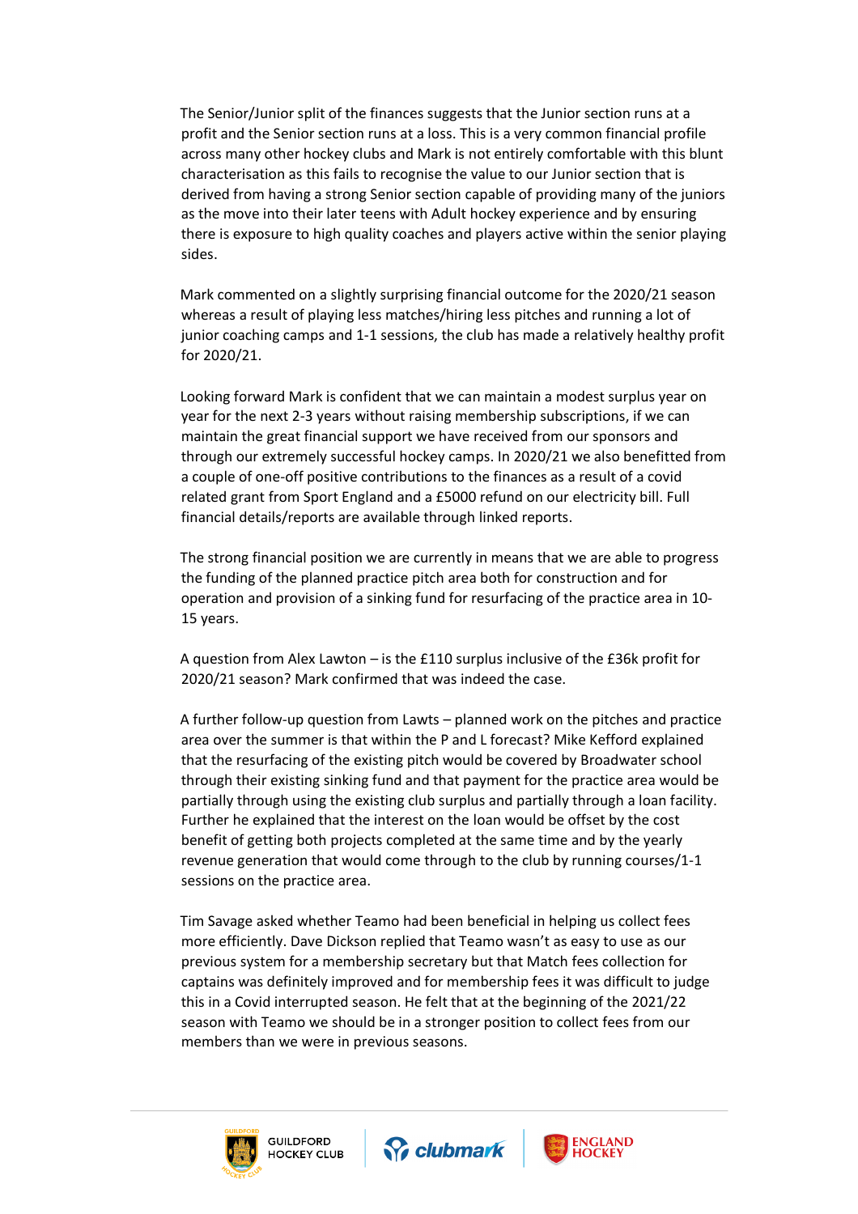The Senior/Junior split of the finances suggests that the Junior section runs at a profit and the Senior section runs at a loss. This is a very common financial profile across many other hockey clubs and Mark is not entirely comfortable with this blunt characterisation as this fails to recognise the value to our Junior section that is derived from having a strong Senior section capable of providing many of the juniors as the move into their later teens with Adult hockey experience and by ensuring there is exposure to high quality coaches and players active within the senior playing sides.

Mark commented on a slightly surprising financial outcome for the 2020/21 season whereas a result of playing less matches/hiring less pitches and running a lot of junior coaching camps and 1-1 sessions, the club has made a relatively healthy profit for 2020/21.

Looking forward Mark is confident that we can maintain a modest surplus year on year for the next 2-3 years without raising membership subscriptions, if we can maintain the great financial support we have received from our sponsors and through our extremely successful hockey camps. In 2020/21 we also benefitted from a couple of one-off positive contributions to the finances as a result of a covid related grant from Sport England and a £5000 refund on our electricity bill. Full financial details/reports are available through linked reports.

The strong financial position we are currently in means that we are able to progress the funding of the planned practice pitch area both for construction and for operation and provision of a sinking fund for resurfacing of the practice area in 10-15 years.

A question from Alex Lawton – is the £110 surplus inclusive of the £36k profit for 2020/21 season? Mark confirmed that was indeed the case.

A further follow-up question from Lawts – planned work on the pitches and practice area over the summer is that within the P and L forecast? Mike Kefford explained that the resurfacing of the existing pitch would be covered by Broadwater school through their existing sinking fund and that payment for the practice area would be partially through using the existing club surplus and partially through a loan facility. Further he explained that the interest on the loan would be offset by the cost benefit of getting both projects completed at the same time and by the yearly revenue generation that would come through to the club by running courses/1-1 sessions on the practice area.

Tim Savage asked whether Teamo had been beneficial in helping us collect fees more efficiently. Dave Dickson replied that Teamo wasn't as easy to use as our previous system for a membership secretary but that Match fees collection for captains was definitely improved and for membership fees it was difficult to judge this in a Covid interrupted season. He felt that at the beginning of the 2021/22 season with Teamo we should be in a stronger position to collect fees from our members than we were in previous seasons.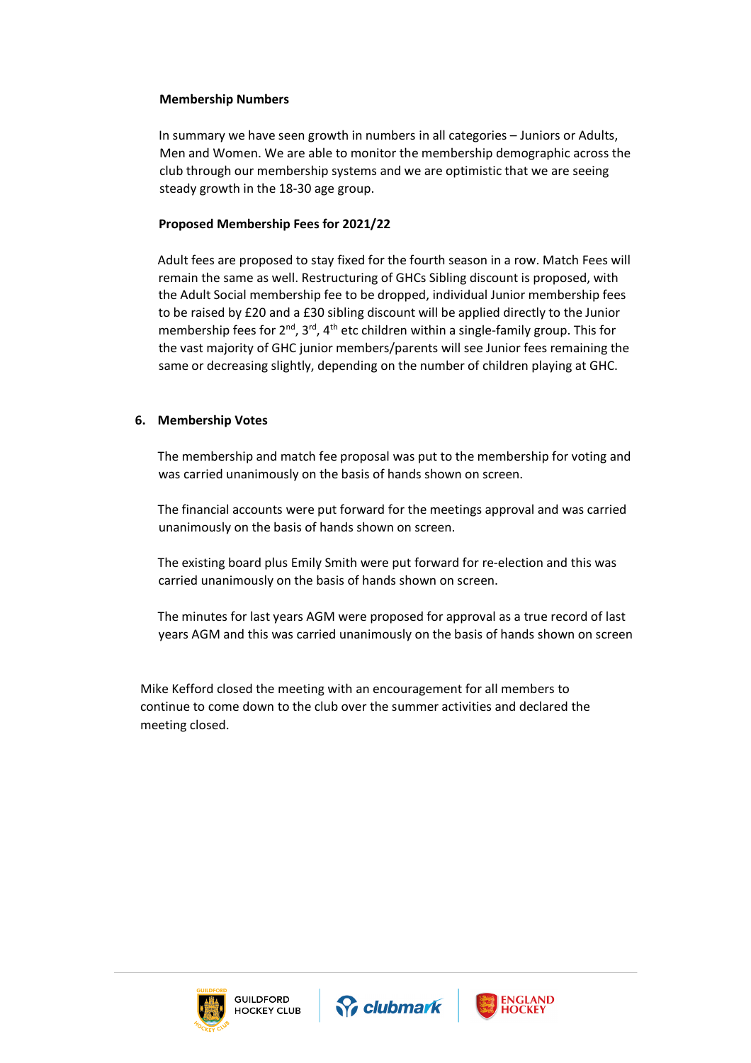**Membership Numbers**

In summary we have seen growth in numbers in all categories – Juniors or Adults, Men and Women. We are able to monitor the membership demographic across the club through our membership systems and we are optimistic that we are seeing steady growth in the 18-30 age group.

**Proposed Membership Fees for 2021/22**

Adult fees are proposed to stay fixed for the fourth season in a row. Match Fees will remain the same as well. Restructuring of GHCs Sibling discount is proposed, with the Adult Social membership fee to be dropped, individual Junior membership fees to be raised by £20 and a £30 sibling discount will be applied directly to the Junior membership fees for 2nd, 3rd, 4th etc children within a single-family group. This for the vast majority of GHC junior members/parents will see Junior fees remaining the same or decreasing slightly, depending on the number of children playing at GHC.

## 6. Membership Votes

The membership and match fee proposal was put to the membership for voting and was carried unanimously on the basis of hands shown on screen.

The financial accounts were put forward for the meetings approval and was carried unanimously on the basis of hands shown on screen.

The existing board plus Emily Smith were put forward for re-election and this was carried unanimously on the basis of hands shown on screen.

The minutes for last years AGM were proposed for approval as a true record of last years AGM and this was carried unanimously on the basis of hands shown on screen

Mike Kefford closed the meeting with an encouragement for all members to continue to come down to the club over the summer activities and declared the meeting closed.